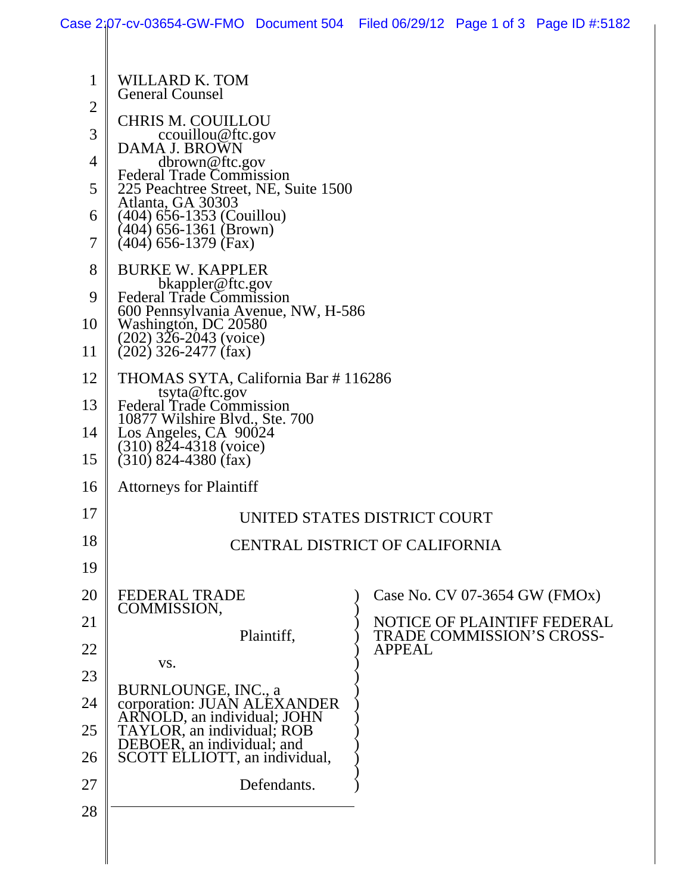WILLARD K. TOM
General Counsel

CHRIS M. COUILLOU
ccouillou@ftc.gov
DAMA J. BROWN
dbrown@ftc.gov
Federal Trade Commission
225 Peachtree Street, NE, Suite 1500
Atlanta, GA 30303
(404) 656-1353 (Couillou)
(404) 656-1361 (Brown)
(404) 656-1379 (Fax)

BURKE W. KAPPLER
bkappler@ftc.gov
Federal Trade Commission
600 Pennsylvania Avenue, NW, H-586
Washington, DC 20580
(202) 326-2043 (voice)
(202) 326-2477 (fax)

THOMAS SYTA, California Bar # 116286
tsyta@ftc.gov
Federal Trade Commission
10877 Wilshire Blvd., Ste. 700
Los Angeles, CA 90024
(310) 824-4318 (voice)
(310) 824-4380 (fax)

Attorneys for Plaintiff

UNITED STATES DISTRICT COURT

CENTRAL DISTRICT OF CALIFORNIA

FEDERAL TRADE COMMISSION,

Plaintiff,

vs.

BURNLOUNGE, INC., a corporation: JUAN ALEXANDER ARNOLD, an individual; JOHN TAYLOR, an individual; ROB DEBOER, an individual; and SCOTT ELLIOTT, an individual,

Defendants.

Case No. CV 07-3654 GW (FMOx)

NOTICE OF PLAINTIFF FEDERAL TRADE COMMISSION'S CROSS-APPEAL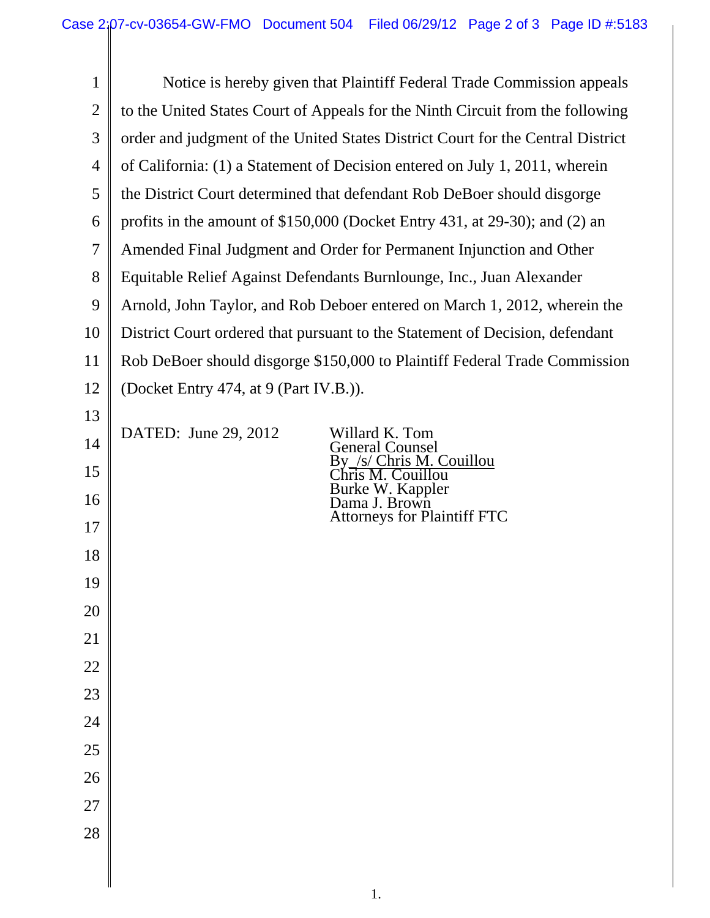Notice is hereby given that Plaintiff Federal Trade Commission appeals to the United States Court of Appeals for the Ninth Circuit from the following order and judgment of the United States District Court for the Central District of California: (1) a Statement of Decision entered on July 1, 2011, wherein the District Court determined that defendant Rob DeBoer should disgorge profits in the amount of $150,000 (Docket Entry 431, at 29-30); and (2) an Amended Final Judgment and Order for Permanent Injunction and Other Equitable Relief Against Defendants Burnlounge, Inc., Juan Alexander Arnold, John Taylor, and Rob Deboer entered on March 1, 2012, wherein the District Court ordered that pursuant to the Statement of Decision, defendant Rob DeBoer should disgorge $150,000 to Plaintiff Federal Trade Commission (Docket Entry 474, at 9 (Part IV.B.)).

DATED: June 29, 2012

Willard K. Tom
General Counsel
By /s/ Chris M. Couillou
Chris M. Couillou
Burke W. Kappler
Dama J. Brown
Attorneys for Plaintiff FTC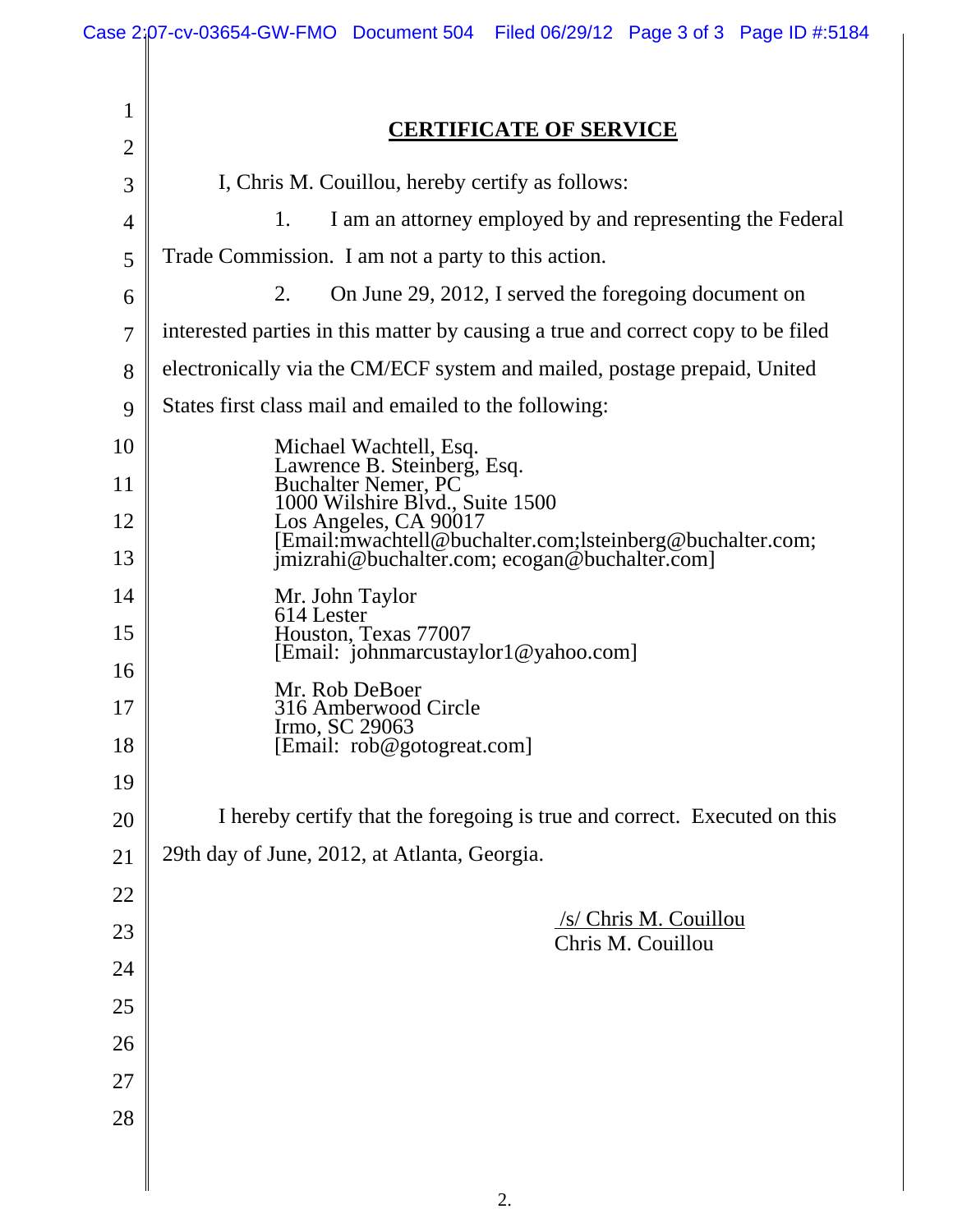## CERTIFICATE OF SERVICE

I, Chris M. Couillou, hereby certify as follows:

1. I am an attorney employed by and representing the Federal Trade Commission. I am not a party to this action.

2. On June 29, 2012, I served the foregoing document on interested parties in this matter by causing a true and correct copy to be filed electronically via the CM/ECF system and mailed, postage prepaid, United States first class mail and emailed to the following:

Michael Wachtell, Esq.
Lawrence B. Steinberg, Esq.
Buchalter Nemer, PC
1000 Wilshire Blvd., Suite 1500
Los Angeles, CA 90017
[Email:mwachtell@buchalter.com;lsteinberg@buchalter.com; jmizrahi@buchalter.com; ecogan@buchalter.com]

Mr. John Taylor
614 Lester
Houston, Texas 77007
[Email: johnmarcustaylor1@yahoo.com]

Mr. Rob DeBoer
316 Amberwood Circle
Irmo, SC 29063
[Email: rob@gotogreat.com]

I hereby certify that the foregoing is true and correct. Executed on this 29th day of June, 2012, at Atlanta, Georgia.

/s/ Chris M. Couillou
Chris M. Couillou